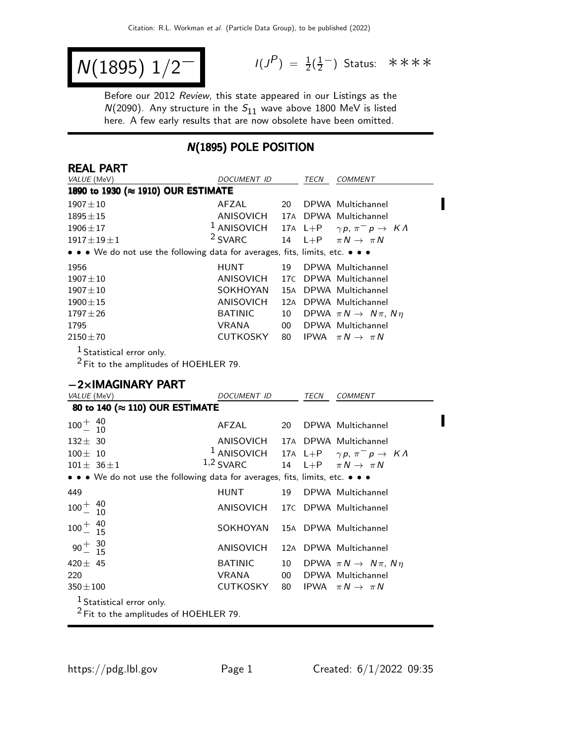# $N(1895)$ $1/2^-$

$I(J^P) = \frac{1}{2}(\frac{1}{2}^-)$ Status: ∗∗∗∗

Before our 2012 *Review*, this state appeared in our Listings as the $N(2090)$. Any structure in the $S_{11}$ wave above 1800 MeV is listed here. A few early results that are now obsolete have been omitted.

## N(1895) POLE POSITION

### REAL PART

| VALUE (MeV) | DOCUMENT ID | | TECN | COMMENT |
|---|---|---|---|---|
| **1890 to 1930 (≈ 1910) OUR ESTIMATE** | | | | |
| $1907 \pm 10$ | AFZAL | 20 | DPWA | Multichannel |
| $1895 \pm 15$ | ANISOVICH | 17A | DPWA | Multichannel |
| $1906 \pm 17$ | [1] ANISOVICH | 17A | L+P | $\gamma p$, $\pi^- p \to K\Lambda$ |
| $1917 \pm 19 \pm 1$ | [2] SVARC | 14 | L+P | $\pi N \to \pi N$ |
| • • • We do not use the following data for averages, fits, limits, etc. • • • | | | | |
| 1956 | HUNT | 19 | DPWA | Multichannel |
| $1907 \pm 10$ | ANISOVICH | 17C | DPWA | Multichannel |
| $1907 \pm 10$ | SOKHOYAN | 15A | DPWA | Multichannel |
| $1900 \pm 15$ | ANISOVICH | 12A | DPWA | Multichannel |
| $1797 \pm 26$ | BATINIC | 10 | DPWA | $\pi N \to N\pi$, $N\eta$ |
| 1795 | VRANA | 00 | DPWA | Multichannel |
| $2150 \pm 70$ | CUTKOSKY | 80 | IPWA | $\pi N \to \pi N$ |

[1] Statistical error only.
[2] Fit to the amplitudes of HOEHLER 79.

### −2×IMAGINARY PART

| VALUE (MeV) | DOCUMENT ID | | TECN | COMMENT |
|---|---|---|---|---|
| **80 to 140 (≈ 110) OUR ESTIMATE** | | | | |
| $100^{+40}_{-10}$ | AFZAL | 20 | DPWA | Multichannel |
| $132 \pm 30$ | ANISOVICH | 17A | DPWA | Multichannel |
| $100 \pm 10$ | [1] ANISOVICH | 17A | L+P | $\gamma p$, $\pi^- p \to K\Lambda$ |
| $101 \pm 36 \pm 1$ | [1,2] SVARC | 14 | L+P | $\pi N \to \pi N$ |
| • • • We do not use the following data for averages, fits, limits, etc. • • • | | | | |
| 449 | HUNT | 19 | DPWA | Multichannel |
| $100^{+40}_{-10}$ | ANISOVICH | 17C | DPWA | Multichannel |
| $100^{+40}_{-15}$ | SOKHOYAN | 15A | DPWA | Multichannel |
| $90^{+30}_{-15}$ | ANISOVICH | 12A | DPWA | Multichannel |
| $420 \pm 45$ | BATINIC | 10 | DPWA | $\pi N \to N\pi$, $N\eta$ |
| 220 | VRANA | 00 | DPWA | Multichannel |
| $350 \pm 100$ | CUTKOSKY | 80 | IPWA | $\pi N \to \pi N$ |

[1] Statistical error only.
[2] Fit to the amplitudes of HOEHLER 79.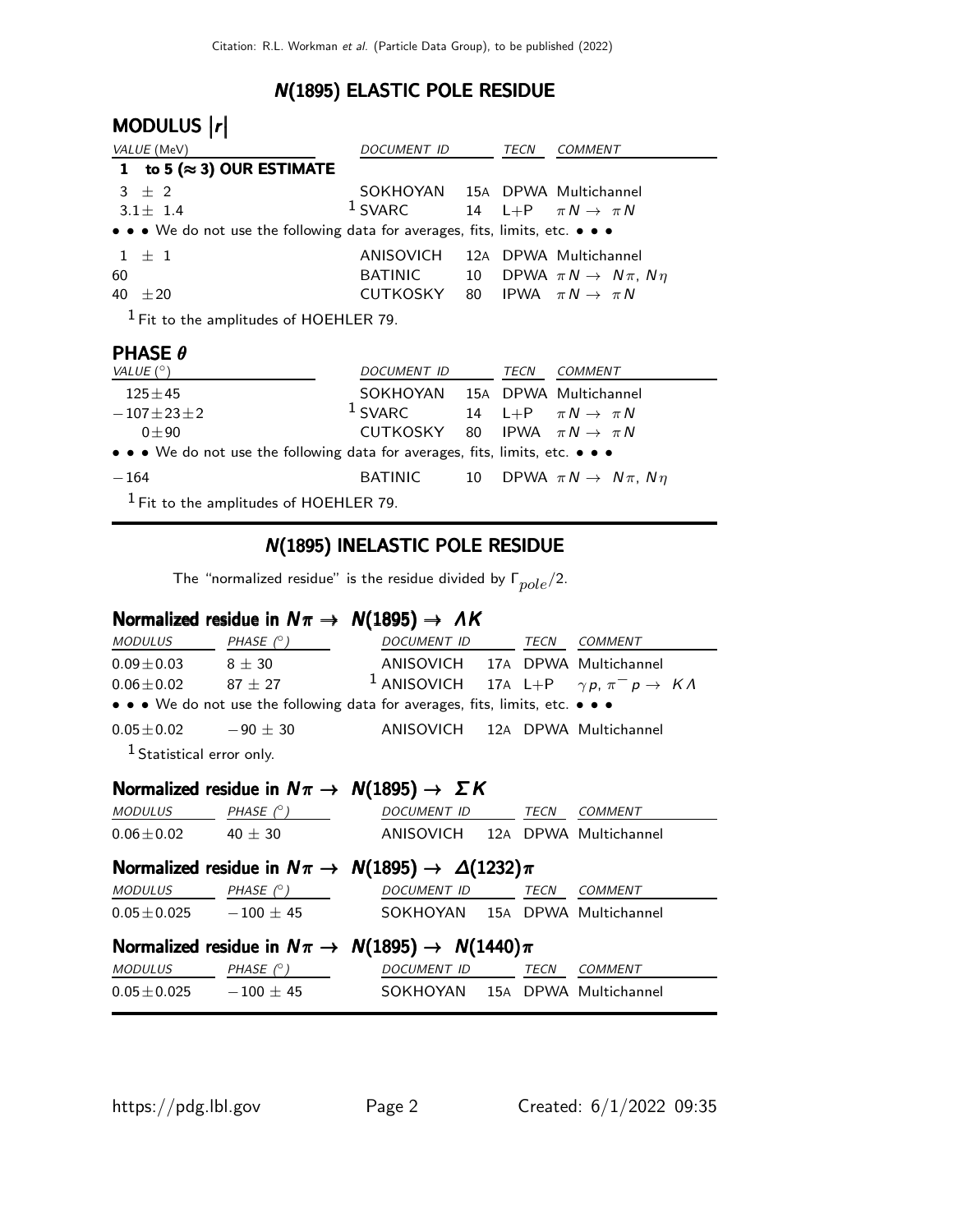## N(1895) ELASTIC POLE RESIDUE

### MODULUS |r|

| VALUE (MeV) | DOCUMENT ID | | TECN | COMMENT |
|---|---|---|---|---|
| **1 to 5 (≈ 3) OUR ESTIMATE** | | | | |
| 3 ± 2 | SOKHOYAN | 15A | DPWA | Multichannel |
| 3.1 ± 1.4 | [1] SVARC | 14 | L+P | $\pi N \to \pi N$ |
| • • • We do not use the following data for averages, fits, limits, etc. • • • | | | | |
| 1 ± 1 | ANISOVICH | 12A | DPWA | Multichannel |
| 60 | BATINIC | 10 | DPWA | $\pi N \to N\pi$, $N\eta$ |
| 40 ± 20 | CUTKOSKY | 80 | IPWA | $\pi N \to \pi N$ |

[1] Fit to the amplitudes of HOEHLER 79.

### PHASE $\theta$

| VALUE (°) | DOCUMENT ID | | TECN | COMMENT |
|---|---|---|---|---|
| 125 ± 45 | SOKHOYAN | 15A | DPWA | Multichannel |
| −107 ± 23 ± 2 | [1] SVARC | 14 | L+P | $\pi N \to \pi N$ |
| 0 ± 90 | CUTKOSKY | 80 | IPWA | $\pi N \to \pi N$ |
| • • • We do not use the following data for averages, fits, limits, etc. • • • | | | | |
| −164 | BATINIC | 10 | DPWA | $\pi N \to N\pi$, $N\eta$ |

[1] Fit to the amplitudes of HOEHLER 79.

## N(1895) INELASTIC POLE RESIDUE

The "normalized residue" is the residue divided by $\Gamma_{pole}/2$.

### Normalized residue in $N\pi \to N(1895) \to \Lambda K$

| MODULUS | PHASE (°) | DOCUMENT ID | | TECN | COMMENT |
|---|---|---|---|---|---|
| 0.09 ± 0.03 | 8 ± 30 | ANISOVICH | 17A | DPWA | Multichannel |
| 0.06 ± 0.02 | 87 ± 27 | [1] ANISOVICH | 17A | L+P | $\gamma p$, $\pi^- p \to K\Lambda$ |
| • • • We do not use the following data for averages, fits, limits, etc. • • • | | | | | |
| 0.05 ± 0.02 | −90 ± 30 | ANISOVICH | 12A | DPWA | Multichannel |

[1] Statistical error only.

### Normalized residue in $N\pi \to N(1895) \to \Sigma K$

| MODULUS | PHASE (°) | DOCUMENT ID | | TECN | COMMENT |
|---|---|---|---|---|---|
| 0.06 ± 0.02 | 40 ± 30 | ANISOVICH | 12A | DPWA | Multichannel |

### Normalized residue in $N\pi \to N(1895) \to \Delta(1232)\pi$

| MODULUS | PHASE (°) | DOCUMENT ID | | TECN | COMMENT |
|---|---|---|---|---|---|
| 0.05 ± 0.025 | −100 ± 45 | SOKHOYAN | 15A | DPWA | Multichannel |

### Normalized residue in $N\pi \to N(1895) \to N(1440)\pi$

| MODULUS | PHASE (°) | DOCUMENT ID | | TECN | COMMENT |
|---|---|---|---|---|---|
| 0.05 ± 0.025 | −100 ± 45 | SOKHOYAN | 15A | DPWA | Multichannel |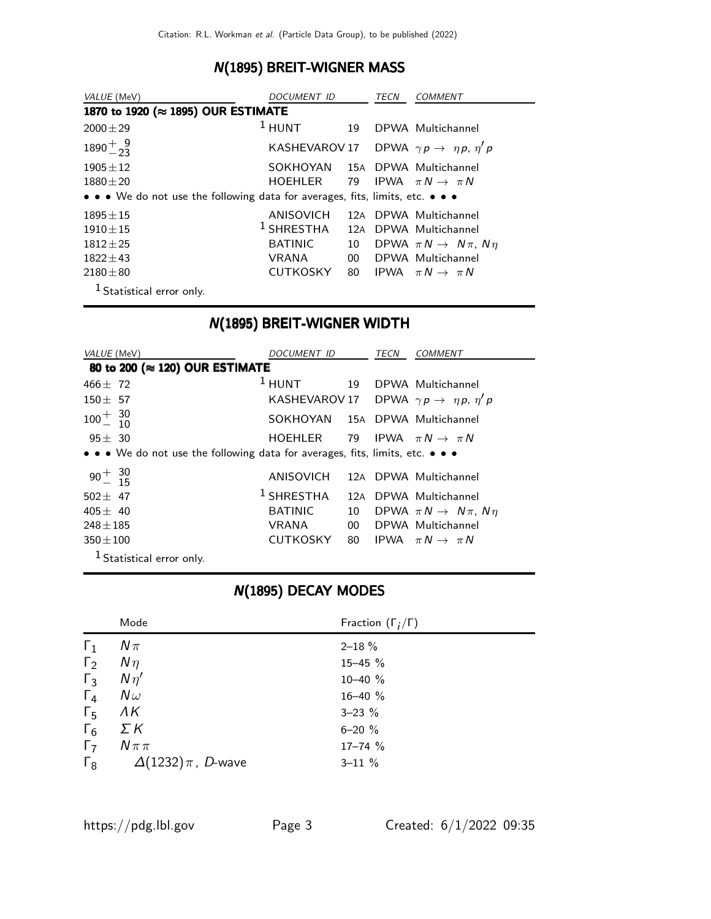## N(1895) BREIT-WIGNER MASS

| VALUE (MeV) | DOCUMENT ID | | TECN | COMMENT |
|---|---|---|---|---|
| **1870 to 1920 (≈ 1895) OUR ESTIMATE** | | | | |
| $2000 \pm 29$ | [1] HUNT | 19 | DPWA | Multichannel |
| $1890^{+\ 9}_{-23}$ | KASHEVAROV | 17 | DPWA | $\gamma p \to \eta p$, $\eta' p$ |
| $1905 \pm 12$ | SOKHOYAN | 15A | DPWA | Multichannel |
| $1880 \pm 20$ | HOEHLER | 79 | IPWA | $\pi N \to \pi N$ |
| • • • We do not use the following data for averages, fits, limits, etc. • • • | | | | |
| $1895 \pm 15$ | ANISOVICH | 12A | DPWA | Multichannel |
| $1910 \pm 15$ | [1] SHRESTHA | 12A | DPWA | Multichannel |
| $1812 \pm 25$ | BATINIC | 10 | DPWA | $\pi N \to N\pi$, $N\eta$ |
| $1822 \pm 43$ | VRANA | 00 | DPWA | Multichannel |
| $2180 \pm 80$ | CUTKOSKY | 80 | IPWA | $\pi N \to \pi N$ |

[1] Statistical error only.

## N(1895) BREIT-WIGNER WIDTH

| VALUE (MeV) | DOCUMENT ID | | TECN | COMMENT |
|---|---|---|---|---|
| **80 to 200 (≈ 120) OUR ESTIMATE** | | | | |
| $466 \pm 72$ | [1] HUNT | 19 | DPWA | Multichannel |
| $150 \pm 57$ | KASHEVAROV | 17 | DPWA | $\gamma p \to \eta p$, $\eta' p$ |
| $100^{+\ 30}_{-\ 10}$ | SOKHOYAN | 15A | DPWA | Multichannel |
| $95 \pm 30$ | HOEHLER | 79 | IPWA | $\pi N \to \pi N$ |
| • • • We do not use the following data for averages, fits, limits, etc. • • • | | | | |
| $90^{+\ 30}_{-\ 15}$ | ANISOVICH | 12A | DPWA | Multichannel |
| $502 \pm 47$ | [1] SHRESTHA | 12A | DPWA | Multichannel |
| $405 \pm 40$ | BATINIC | 10 | DPWA | $\pi N \to N\pi$, $N\eta$ |
| $248 \pm 185$ | VRANA | 00 | DPWA | Multichannel |
| $350 \pm 100$ | CUTKOSKY | 80 | IPWA | $\pi N \to \pi N$ |

[1] Statistical error only.

## N(1895) DECAY MODES

| | Mode | Fraction ($\Gamma_i/\Gamma$) |
|---|---|---|
| $\Gamma_1$ | $N\pi$ | 2–18 % |
| $\Gamma_2$ | $N\eta$ | 15–45 % |
| $\Gamma_3$ | $N\eta'$ | 10–40 % |
| $\Gamma_4$ | $N\omega$ | 16–40 % |
| $\Gamma_5$ | $\Lambda K$ | 3–23 % |
| $\Gamma_6$ | $\Sigma K$ | 6–20 % |
| $\Gamma_7$ | $N\pi\pi$ | 17–74 % |
| $\Gamma_8$ | $\Delta(1232)\pi$, $D$-wave | 3–11 % |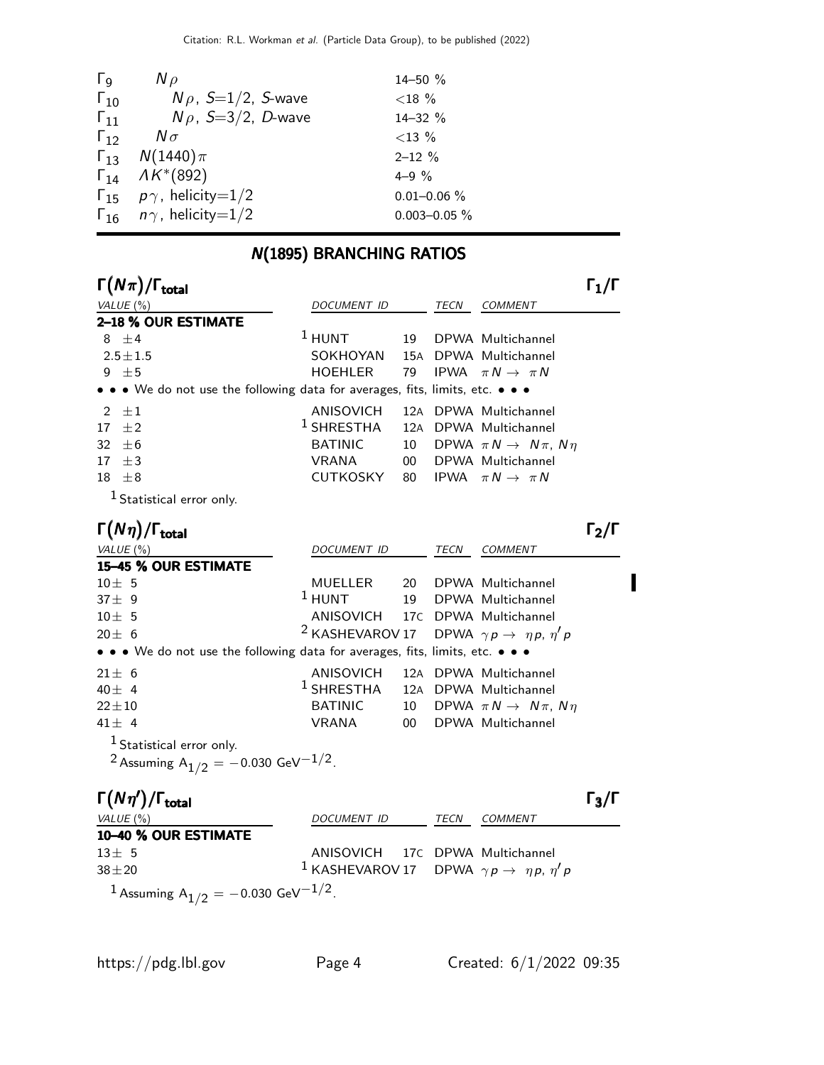| | | |
|---|---|---|
| $\Gamma_9$ | $N\rho$ | 14–50 % |
| $\Gamma_{10}$ | $N\rho$, $S$=1/2, $S$-wave | <18 % |
| $\Gamma_{11}$ | $N\rho$, $S$=3/2, $D$-wave | 14–32 % |
| $\Gamma_{12}$ | $N\sigma$ | <13 % |
| $\Gamma_{13}$ | $N(1440)\pi$ | 2–12 % |
| $\Gamma_{14}$ | $\Lambda K^*(892)$ | 4–9 % |
| $\Gamma_{15}$ | $p\gamma$, helicity=1/2 | 0.01–0.06 % |
| $\Gamma_{16}$ | $n\gamma$, helicity=1/2 | 0.003–0.05 % |

## N(1895) BRANCHING RATIOS

### $\Gamma(N\pi)/\Gamma_{\text{total}}$ — $\Gamma_1/\Gamma$

| VALUE (%) | DOCUMENT ID | | TECN | COMMENT |
|---|---|---|---|---|
| **2–18 % OUR ESTIMATE** | | | | |
| 8 ±4 | [1] HUNT | 19 | DPWA | Multichannel |
| 2.5±1.5 | SOKHOYAN | 15A | DPWA | Multichannel |
| 9 ±5 | HOEHLER | 79 | IPWA | $\pi N \to \pi N$ |
| • • • We do not use the following data for averages, fits, limits, etc. • • • | | | | |
| 2 ±1 | ANISOVICH | 12A | DPWA | Multichannel |
| 17 ±2 | [1] SHRESTHA | 12A | DPWA | Multichannel |
| 32 ±6 | BATINIC | 10 | DPWA | $\pi N \to N\pi$, $N\eta$ |
| 17 ±3 | VRANA | 00 | DPWA | Multichannel |
| 18 ±8 | CUTKOSKY | 80 | IPWA | $\pi N \to \pi N$ |

[1] Statistical error only.

### $\Gamma(N\eta)/\Gamma_{\text{total}}$ — $\Gamma_2/\Gamma$

| VALUE (%) | DOCUMENT ID | | TECN | COMMENT |
|---|---|---|---|---|
| **15–45 % OUR ESTIMATE** | | | | |
| 10± 5 | MUELLER | 20 | DPWA | Multichannel |
| 37± 9 | [1] HUNT | 19 | DPWA | Multichannel |
| 10± 5 | ANISOVICH | 17C | DPWA | Multichannel |
| 20± 6 | [2] KASHEVAROV | 17 | DPWA | $\gamma p \to \eta p$, $\eta' p$ |
| • • • We do not use the following data for averages, fits, limits, etc. • • • | | | | |
| 21± 6 | ANISOVICH | 12A | DPWA | Multichannel |
| 40± 4 | [1] SHRESTHA | 12A | DPWA | Multichannel |
| 22±10 | BATINIC | 10 | DPWA | $\pi N \to N\pi$, $N\eta$ |
| 41± 4 | VRANA | 00 | DPWA | Multichannel |

[1] Statistical error only.
[2] Assuming $A_{1/2} = -0.030$ GeV$^{-1/2}$.

### $\Gamma(N\eta')/\Gamma_{\text{total}}$ — $\Gamma_3/\Gamma$

| VALUE (%) | DOCUMENT ID | | TECN | COMMENT |
|---|---|---|---|---|
| **10–40 % OUR ESTIMATE** | | | | |
| 13± 5 | ANISOVICH | 17C | DPWA | Multichannel |
| 38±20 | [1] KASHEVAROV | 17 | DPWA | $\gamma p \to \eta p$, $\eta' p$ |

[1] Assuming $A_{1/2} = -0.030$ GeV$^{-1/2}$.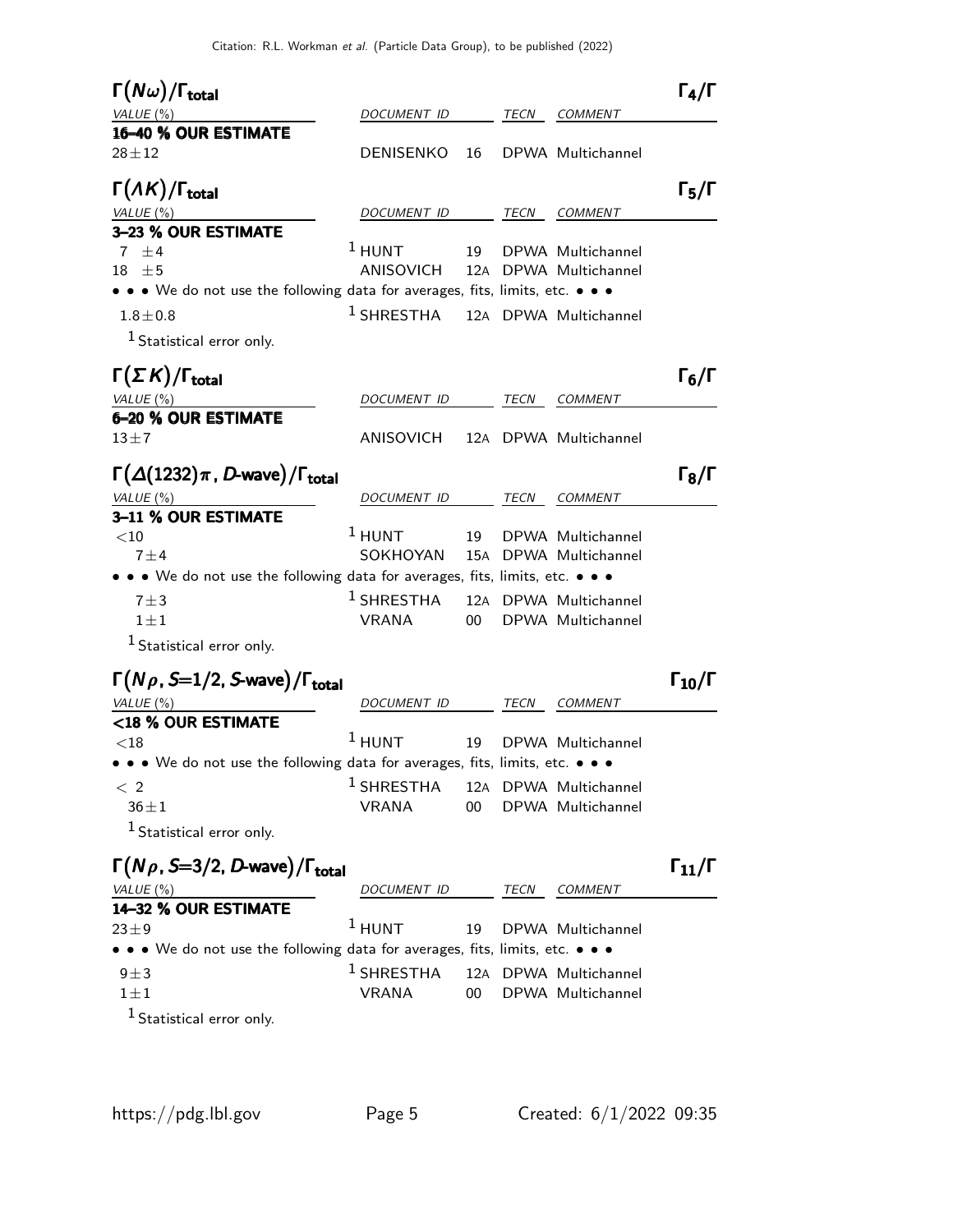### $\Gamma(N\omega)/\Gamma_{total}$ — $\Gamma_4/\Gamma$

| VALUE (%) | DOCUMENT ID | | TECN | COMMENT |
|---|---|---|---|---|
| **16–40 % OUR ESTIMATE** | | | | |
| $28\pm12$ | DENISENKO | 16 | DPWA | Multichannel |

### $\Gamma(\Lambda K)/\Gamma_{total}$ — $\Gamma_5/\Gamma$

| VALUE (%) | DOCUMENT ID | | TECN | COMMENT |
|---|---|---|---|---|
| **3–23 % OUR ESTIMATE** | | | | |
| $7\pm4$ | HUNT [1] | 19 | DPWA | Multichannel |
| $18\pm5$ | ANISOVICH | 12A | DPWA | Multichannel |
| • • • We do not use the following data for averages, fits, limits, etc. • • • | | | | |
| $1.8\pm0.8$ | SHRESTHA [1] | 12A | DPWA | Multichannel |

[1] Statistical error only.

### $\Gamma(\Sigma K)/\Gamma_{total}$ — $\Gamma_6/\Gamma$

| VALUE (%) | DOCUMENT ID | | TECN | COMMENT |
|---|---|---|---|---|
| **6–20 % OUR ESTIMATE** | | | | |
| $13\pm7$ | ANISOVICH | 12A | DPWA | Multichannel |

### $\Gamma(\Delta(1232)\pi, D\text{-wave})/\Gamma_{total}$ — $\Gamma_8/\Gamma$

| VALUE (%) | DOCUMENT ID | | TECN | COMMENT |
|---|---|---|---|---|
| **3–11 % OUR ESTIMATE** | | | | |
| $<10$ | HUNT [1] | 19 | DPWA | Multichannel |
| $7\pm4$ | SOKHOYAN | 15A | DPWA | Multichannel |
| • • • We do not use the following data for averages, fits, limits, etc. • • • | | | | |
| $7\pm3$ | SHRESTHA [1] | 12A | DPWA | Multichannel |
| $1\pm1$ | VRANA | 00 | DPWA | Multichannel |

[1] Statistical error only.

### $\Gamma(N\rho, S=1/2, S\text{-wave})/\Gamma_{total}$ — $\Gamma_{10}/\Gamma$

| VALUE (%) | DOCUMENT ID | | TECN | COMMENT |
|---|---|---|---|---|
| **<18 % OUR ESTIMATE** | | | | |
| $<18$ | HUNT [1] | 19 | DPWA | Multichannel |
| • • • We do not use the following data for averages, fits, limits, etc. • • • | | | | |
| $<2$ | SHRESTHA [1] | 12A | DPWA | Multichannel |
| $36\pm1$ | VRANA | 00 | DPWA | Multichannel |

[1] Statistical error only.

### $\Gamma(N\rho, S=3/2, D\text{-wave})/\Gamma_{total}$ — $\Gamma_{11}/\Gamma$

| VALUE (%) | DOCUMENT ID | | TECN | COMMENT |
|---|---|---|---|---|
| **14–32 % OUR ESTIMATE** | | | | |
| $23\pm9$ | HUNT [1] | 19 | DPWA | Multichannel |
| • • • We do not use the following data for averages, fits, limits, etc. • • • | | | | |
| $9\pm3$ | SHRESTHA [1] | 12A | DPWA | Multichannel |
| $1\pm1$ | VRANA | 00 | DPWA | Multichannel |

[1] Statistical error only.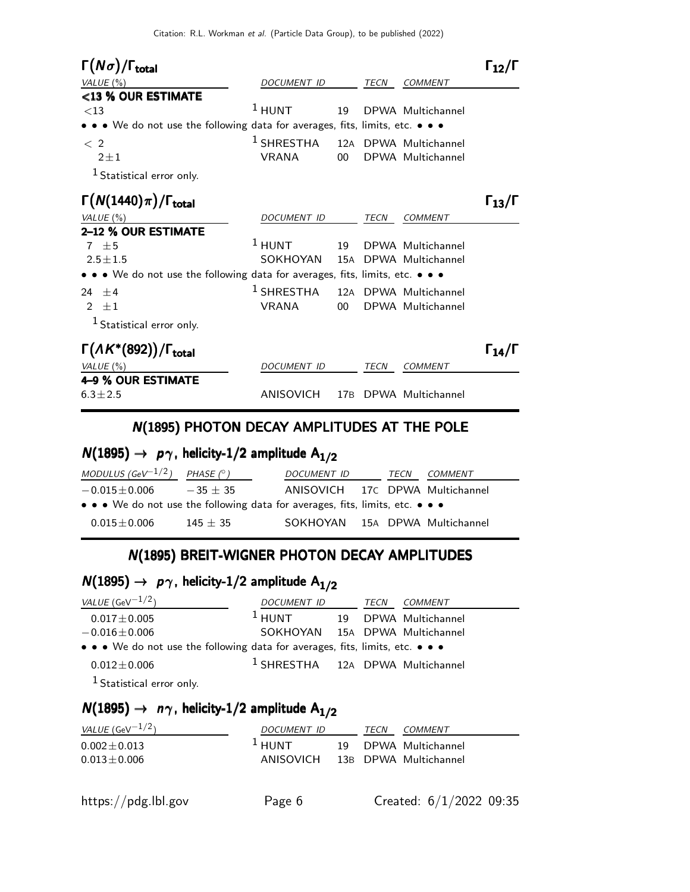### $\Gamma(N\sigma)/\Gamma_{total}$ $\Gamma_{12}/\Gamma$

| VALUE (%) | DOCUMENT ID | TECN | COMMENT |
|---|---|---|---|
| **<13 % OUR ESTIMATE** | | | |
| <13 | [1] HUNT 19 | DPWA | Multichannel |
| • • • We do not use the following data for averages, fits, limits, etc. • • • | | | |
| < 2 | [1] SHRESTHA 12A | DPWA | Multichannel |
| $2 \pm 1$ | VRANA 00 | DPWA | Multichannel |

[1] Statistical error only.

### $\Gamma(N(1440)\pi)/\Gamma_{total}$ $\Gamma_{13}/\Gamma$

| VALUE (%) | DOCUMENT ID | TECN | COMMENT |
|---|---|---|---|
| **2–12 % OUR ESTIMATE** | | | |
| $7 \pm 5$ | [1] HUNT 19 | DPWA | Multichannel |
| $2.5 \pm 1.5$ | SOKHOYAN 15A | DPWA | Multichannel |
| • • • We do not use the following data for averages, fits, limits, etc. • • • | | | |
| $24 \pm 4$ | [1] SHRESTHA 12A | DPWA | Multichannel |
| $2 \pm 1$ | VRANA 00 | DPWA | Multichannel |

[1] Statistical error only.

### $\Gamma(\Lambda K^*(892))/\Gamma_{total}$ $\Gamma_{14}/\Gamma$

| VALUE (%) | DOCUMENT ID | TECN | COMMENT |
|---|---|---|---|
| **4–9 % OUR ESTIMATE** | | | |
| $6.3 \pm 2.5$ | ANISOVICH 17B | DPWA | Multichannel |

## N(1895) PHOTON DECAY AMPLITUDES AT THE POLE

### $N(1895) \rightarrow p\gamma$, helicity-1/2 amplitude $A_{1/2}$

| MODULUS ($GeV^{-1/2}$) | PHASE (°) | DOCUMENT ID | TECN | COMMENT |
|---|---|---|---|---|
| $-0.015 \pm 0.006$ | $-35 \pm 35$ | ANISOVICH 17C | DPWA | Multichannel |
| • • • We do not use the following data for averages, fits, limits, etc. • • • | | | | |
| $0.015 \pm 0.006$ | $145 \pm 35$ | SOKHOYAN 15A | DPWA | Multichannel |

## N(1895) BREIT-WIGNER PHOTON DECAY AMPLITUDES

### $N(1895) \rightarrow p\gamma$, helicity-1/2 amplitude $A_{1/2}$

| VALUE ($GeV^{-1/2}$) | DOCUMENT ID | TECN | COMMENT |
|---|---|---|---|
| $0.017 \pm 0.005$ | [1] HUNT 19 | DPWA | Multichannel |
| $-0.016 \pm 0.006$ | SOKHOYAN 15A | DPWA | Multichannel |
| • • • We do not use the following data for averages, fits, limits, etc. • • • | | | |
| $0.012 \pm 0.006$ | [1] SHRESTHA 12A | DPWA | Multichannel |

[1] Statistical error only.

### $N(1895) \rightarrow n\gamma$, helicity-1/2 amplitude $A_{1/2}$

| VALUE ($GeV^{-1/2}$) | DOCUMENT ID | TECN | COMMENT |
|---|---|---|---|
| $0.002 \pm 0.013$ | [1] HUNT 19 | DPWA | Multichannel |
| $0.013 \pm 0.006$ | ANISOVICH 13B | DPWA | Multichannel |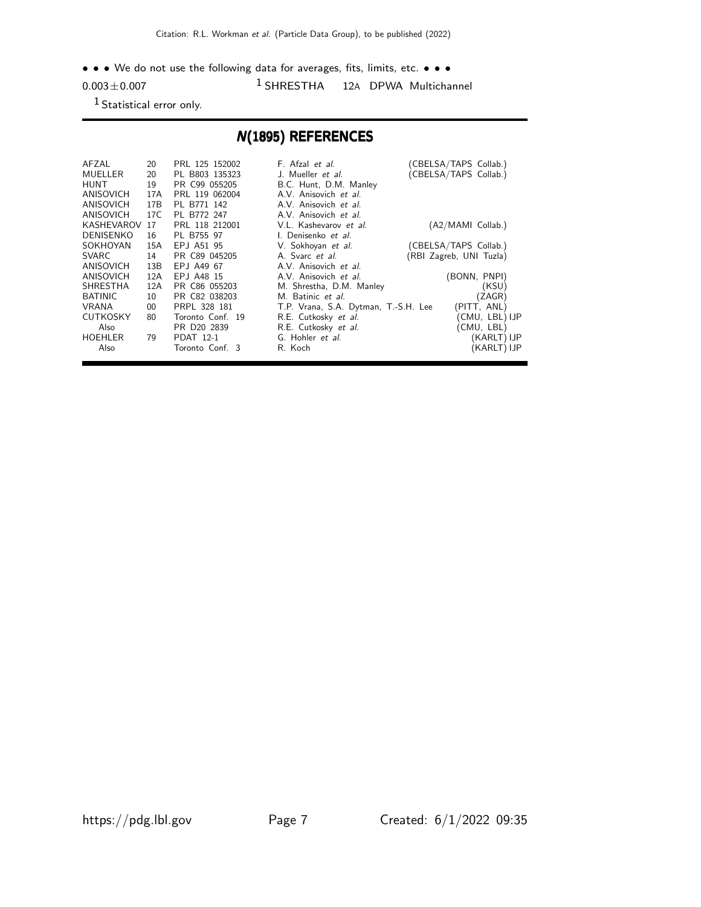• • • We do not use the following data for averages, fits, limits, etc. • • •

| | | | |
|---|---|---|---|
| $0.003 \pm 0.007$ | [1] SHRESTHA | 12A | DPWA Multichannel |

[1] Statistical error only.

## N(1895) REFERENCES

| | | | | |
|---|---|---|---|---|
| AFZAL | 20 | PRL 125 152002 | F. Afzal *et al.* | (CBELSA/TAPS Collab.) |
| MUELLER | 20 | PL B803 135323 | J. Mueller *et al.* | (CBELSA/TAPS Collab.) |
| HUNT | 19 | PR C99 055205 | B.C. Hunt, D.M. Manley | |
| ANISOVICH | 17A | PRL 119 062004 | A.V. Anisovich *et al.* | |
| ANISOVICH | 17B | PL B771 142 | A.V. Anisovich *et al.* | |
| ANISOVICH | 17C | PL B772 247 | A.V. Anisovich *et al.* | |
| KASHEVAROV | 17 | PRL 118 212001 | V.L. Kashevarov *et al.* | (A2/MAMI Collab.) |
| DENISENKO | 16 | PL B755 97 | I. Denisenko *et al.* | |
| SOKHOYAN | 15A | EPJ A51 95 | V. Sokhoyan *et al.* | (CBELSA/TAPS Collab.) |
| SVARC | 14 | PR C89 045205 | A. Svarc *et al.* | (RBI Zagreb, UNI Tuzla) |
| ANISOVICH | 13B | EPJ A49 67 | A.V. Anisovich *et al.* | |
| ANISOVICH | 12A | EPJ A48 15 | A.V. Anisovich *et al.* | (BONN, PNPI) |
| SHRESTHA | 12A | PR C86 055203 | M. Shrestha, D.M. Manley | (KSU) |
| BATINIC | 10 | PR C82 038203 | M. Batinic *et al.* | (ZAGR) |
| VRANA | 00 | PRPL 328 181 | T.P. Vrana, S.A. Dytman, T.-S.H. Lee | (PITT, ANL) |
| CUTKOSKY | 80 | Toronto Conf. 19 | R.E. Cutkosky *et al.* | (CMU, LBL) IJP |
| Also | | PR D20 2839 | R.E. Cutkosky *et al.* | (CMU, LBL) |
| HOEHLER | 79 | PDAT 12-1 | G. Hohler *et al.* | (KARLT) IJP |
| Also | | Toronto Conf. 3 | R. Koch | (KARLT) IJP |